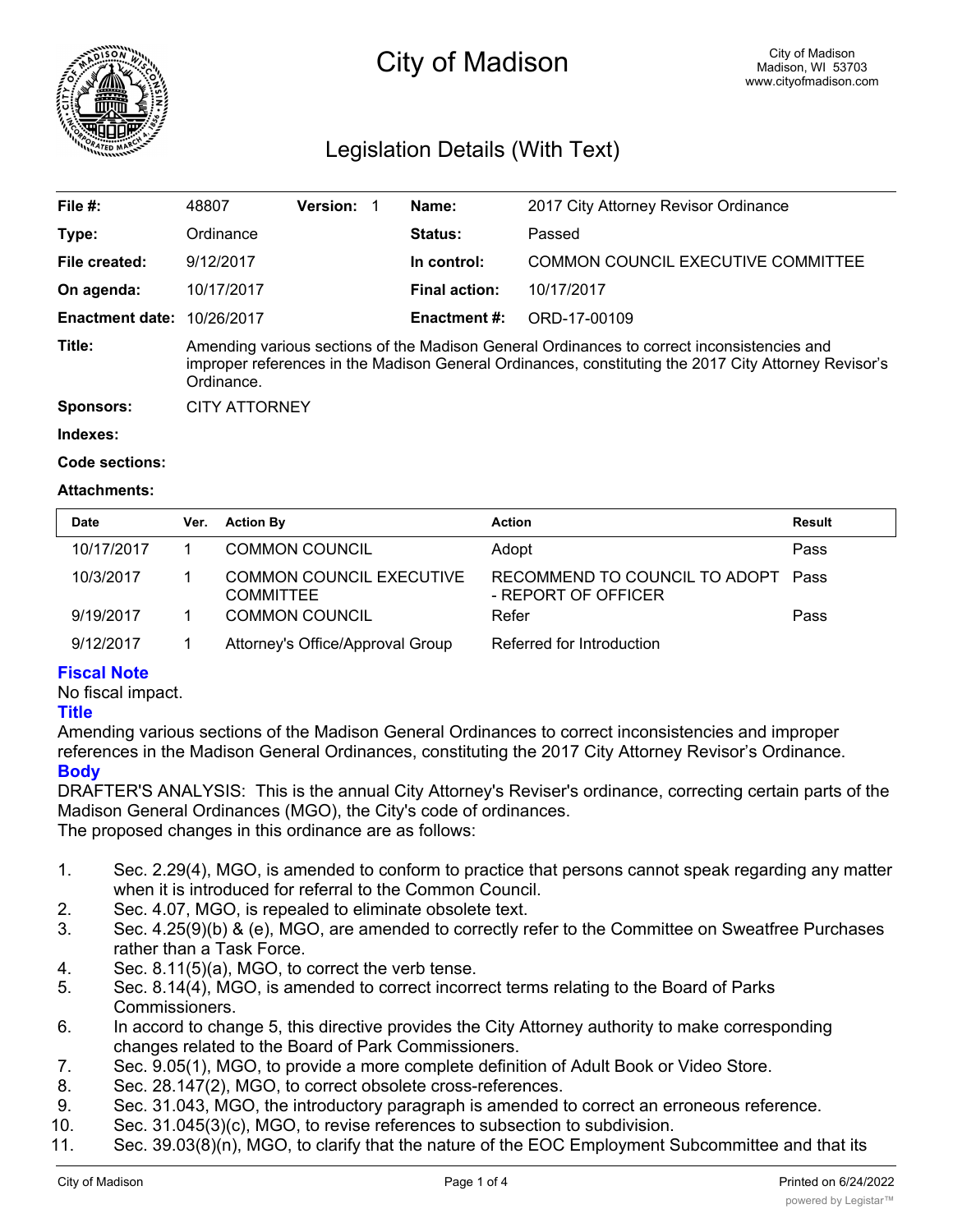# City of Madison

City of Madison
Madison, WI 53703
www.cityofmadison.com

## Legislation Details (With Text)

| | | | | | |
|---|---|---|---|---|---|
| **File #:** | 48807 | **Version:** 1 | | **Name:** | 2017 City Attorney Revisor Ordinance |
| **Type:** | Ordinance | | | **Status:** | Passed |
| **File created:** | 9/12/2017 | | | **In control:** | COMMON COUNCIL EXECUTIVE COMMITTEE |
| **On agenda:** | 10/17/2017 | | | **Final action:** | 10/17/2017 |
| **Enactment date:** | 10/26/2017 | | | **Enactment #:** | ORD-17-00109 |

**Title:** Amending various sections of the Madison General Ordinances to correct inconsistencies and improper references in the Madison General Ordinances, constituting the 2017 City Attorney Revisor's Ordinance.

**Sponsors:** CITY ATTORNEY

**Indexes:**

**Code sections:**

**Attachments:**

| Date | Ver. | Action By | Action | Result |
|---|---|---|---|---|
| 10/17/2017 | 1 | COMMON COUNCIL | Adopt | Pass |
| 10/3/2017 | 1 | COMMON COUNCIL EXECUTIVE COMMITTEE | RECOMMEND TO COUNCIL TO ADOPT - REPORT OF OFFICER | Pass |
| 9/19/2017 | 1 | COMMON COUNCIL | Refer | Pass |
| 9/12/2017 | 1 | Attorney's Office/Approval Group | Referred for Introduction | |

### Fiscal Note

No fiscal impact.

### Title

Amending various sections of the Madison General Ordinances to correct inconsistencies and improper references in the Madison General Ordinances, constituting the 2017 City Attorney Revisor's Ordinance.

### Body

DRAFTER'S ANALYSIS: This is the annual City Attorney's Reviser's ordinance, correcting certain parts of the Madison General Ordinances (MGO), the City's code of ordinances.

The proposed changes in this ordinance are as follows:

1. Sec. 2.29(4), MGO, is amended to conform to practice that persons cannot speak regarding any matter when it is introduced for referral to the Common Council.
2. Sec. 4.07, MGO, is repealed to eliminate obsolete text.
3. Sec. 4.25(9)(b) & (e), MGO, are amended to correctly refer to the Committee on Sweatfree Purchases rather than a Task Force.
4. Sec. 8.11(5)(a), MGO, to correct the verb tense.
5. Sec. 8.14(4), MGO, is amended to correct incorrect terms relating to the Board of Parks Commissioners.
6. In accord to change 5, this directive provides the City Attorney authority to make corresponding changes related to the Board of Park Commissioners.
7. Sec. 9.05(1), MGO, to provide a more complete definition of Adult Book or Video Store.
8. Sec. 28.147(2), MGO, to correct obsolete cross-references.
9. Sec. 31.043, MGO, the introductory paragraph is amended to correct an erroneous reference.
10. Sec. 31.045(3)(c), MGO, to revise references to subsection to subdivision.
11. Sec. 39.03(8)(n), MGO, to clarify that the nature of the EOC Employment Subcommittee and that its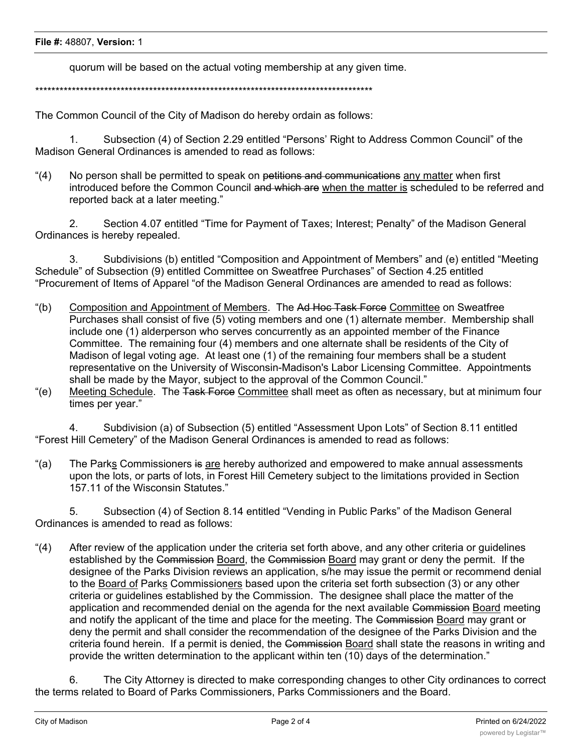quorum will be based on the actual voting membership at any given time.

*************************************************************************************

The Common Council of the City of Madison do hereby ordain as follows:

1. Subsection (4) of Section 2.29 entitled "Persons' Right to Address Common Council" of the Madison General Ordinances is amended to read as follows:

"(4) No person shall be permitted to speak on ~~petitions and communications~~ <u>any matter</u> when first introduced before the Common Council ~~and which are~~ <u>when the matter is</u> scheduled to be referred and reported back at a later meeting."

2. Section 4.07 entitled "Time for Payment of Taxes; Interest; Penalty" of the Madison General Ordinances is hereby repealed.

3. Subdivisions (b) entitled "Composition and Appointment of Members" and (e) entitled "Meeting Schedule" of Subsection (9) entitled Committee on Sweatfree Purchases" of Section 4.25 entitled "Procurement of Items of Apparel "of the Madison General Ordinances are amended to read as follows:

"(b) <u>Composition and Appointment of Members</u>. The ~~Ad Hoc Task Force~~ <u>Committee</u> on Sweatfree Purchases shall consist of five (5) voting members and one (1) alternate member. Membership shall include one (1) alderperson who serves concurrently as an appointed member of the Finance Committee. The remaining four (4) members and one alternate shall be residents of the City of Madison of legal voting age. At least one (1) of the remaining four members shall be a student representative on the University of Wisconsin-Madison's Labor Licensing Committee. Appointments shall be made by the Mayor, subject to the approval of the Common Council."

"(e) <u>Meeting Schedule</u>. The ~~Task Force~~ <u>Committee</u> shall meet as often as necessary, but at minimum four times per year."

4. Subdivision (a) of Subsection (5) entitled "Assessment Upon Lots" of Section 8.11 entitled "Forest Hill Cemetery" of the Madison General Ordinances is amended to read as follows:

"(a) The Park<u>s</u> Commissioners ~~is~~ <u>are</u> hereby authorized and empowered to make annual assessments upon the lots, or parts of lots, in Forest Hill Cemetery subject to the limitations provided in Section 157.11 of the Wisconsin Statutes."

5. Subsection (4) of Section 8.14 entitled "Vending in Public Parks" of the Madison General Ordinances is amended to read as follows:

"(4) After review of the application under the criteria set forth above, and any other criteria or guidelines established by the ~~Commission~~ <u>Board</u>, the ~~Commission~~ <u>Board</u> may grant or deny the permit. If the designee of the Parks Division reviews an application, s/he may issue the permit or recommend denial to the <u>Board of</u> Park<u>s</u> Commission<u>ers</u> based upon the criteria set forth subsection (3) or any other criteria or guidelines established by the Commission. The designee shall place the matter of the application and recommended denial on the agenda for the next available ~~Commission~~ <u>Board</u> meeting and notify the applicant of the time and place for the meeting. The ~~Commission~~ <u>Board</u> may grant or deny the permit and shall consider the recommendation of the designee of the Parks Division and the criteria found herein. If a permit is denied, the ~~Commission~~ <u>Board</u> shall state the reasons in writing and provide the written determination to the applicant within ten (10) days of the determination."

6. The City Attorney is directed to make corresponding changes to other City ordinances to correct the terms related to Board of Parks Commissioners, Parks Commissioners and the Board.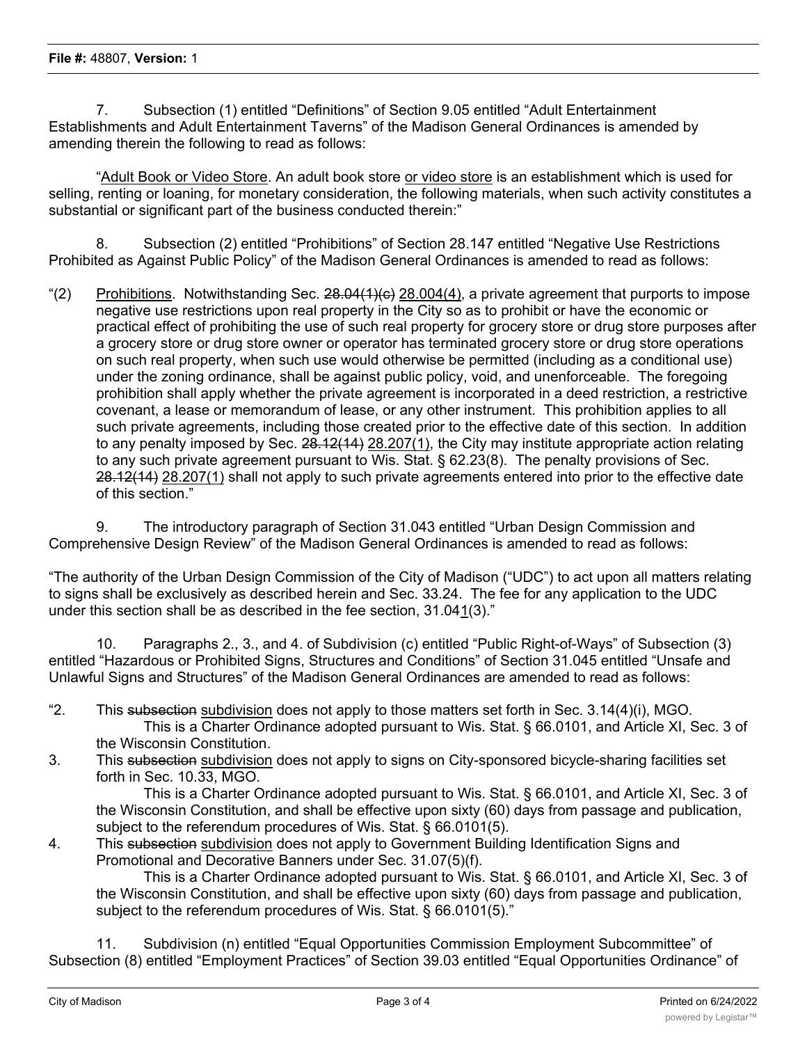7. Subsection (1) entitled “Definitions” of Section 9.05 entitled “Adult Entertainment Establishments and Adult Entertainment Taverns” of the Madison General Ordinances is amended by amending therein the following to read as follows:

“<u>Adult Book or Video Store</u>. An adult book store <u>or video store</u> is an establishment which is used for selling, renting or loaning, for monetary consideration, the following materials, when such activity constitutes a substantial or significant part of the business conducted therein:”

8. Subsection (2) entitled “Prohibitions” of Section 28.147 entitled “Negative Use Restrictions Prohibited as Against Public Policy” of the Madison General Ordinances is amended to read as follows:

“(2) <u>Prohibitions</u>. Notwithstanding Sec. ~~28.04(1)(c)~~ <u>28.004(4)</u>, a private agreement that purports to impose negative use restrictions upon real property in the City so as to prohibit or have the economic or practical effect of prohibiting the use of such real property for grocery store or drug store purposes after a grocery store or drug store owner or operator has terminated grocery store or drug store operations on such real property, when such use would otherwise be permitted (including as a conditional use) under the zoning ordinance, shall be against public policy, void, and unenforceable. The foregoing prohibition shall apply whether the private agreement is incorporated in a deed restriction, a restrictive covenant, a lease or memorandum of lease, or any other instrument. This prohibition applies to all such private agreements, including those created prior to the effective date of this section. In addition to any penalty imposed by Sec. ~~28.12(14)~~ <u>28.207(1)</u>, the City may institute appropriate action relating to any such private agreement pursuant to Wis. Stat. § 62.23(8). The penalty provisions of Sec. ~~28.12(14)~~ <u>28.207(1)</u> shall not apply to such private agreements entered into prior to the effective date of this section.”

9. The introductory paragraph of Section 31.043 entitled “Urban Design Commission and Comprehensive Design Review” of the Madison General Ordinances is amended to read as follows:

“The authority of the Urban Design Commission of the City of Madison (“UDC”) to act upon all matters relating to signs shall be exclusively as described herein and Sec. 33.24. The fee for any application to the UDC under this section shall be as described in the fee section, 31.04<u>1</u>(3).”

10. Paragraphs 2., 3., and 4. of Subdivision (c) entitled “Public Right-of-Ways” of Subsection (3) entitled “Hazardous or Prohibited Signs, Structures and Conditions” of Section 31.045 entitled “Unsafe and Unlawful Signs and Structures” of the Madison General Ordinances are amended to read as follows:

“2. This ~~subsection~~ <u>subdivision</u> does not apply to those matters set forth in Sec. 3.14(4)(i), MGO.
This is a Charter Ordinance adopted pursuant to Wis. Stat. § 66.0101, and Article XI, Sec. 3 of the Wisconsin Constitution.

3. This ~~subsection~~ <u>subdivision</u> does not apply to signs on City-sponsored bicycle-sharing facilities set forth in Sec. 10.33, MGO.
This is a Charter Ordinance adopted pursuant to Wis. Stat. § 66.0101, and Article XI, Sec. 3 of the Wisconsin Constitution, and shall be effective upon sixty (60) days from passage and publication, subject to the referendum procedures of Wis. Stat. § 66.0101(5).

4. This ~~subsection~~ <u>subdivision</u> does not apply to Government Building Identification Signs and Promotional and Decorative Banners under Sec. 31.07(5)(f).
This is a Charter Ordinance adopted pursuant to Wis. Stat. § 66.0101, and Article XI, Sec. 3 of the Wisconsin Constitution, and shall be effective upon sixty (60) days from passage and publication, subject to the referendum procedures of Wis. Stat. § 66.0101(5).”

11. Subdivision (n) entitled “Equal Opportunities Commission Employment Subcommittee” of Subsection (8) entitled “Employment Practices” of Section 39.03 entitled “Equal Opportunities Ordinance” of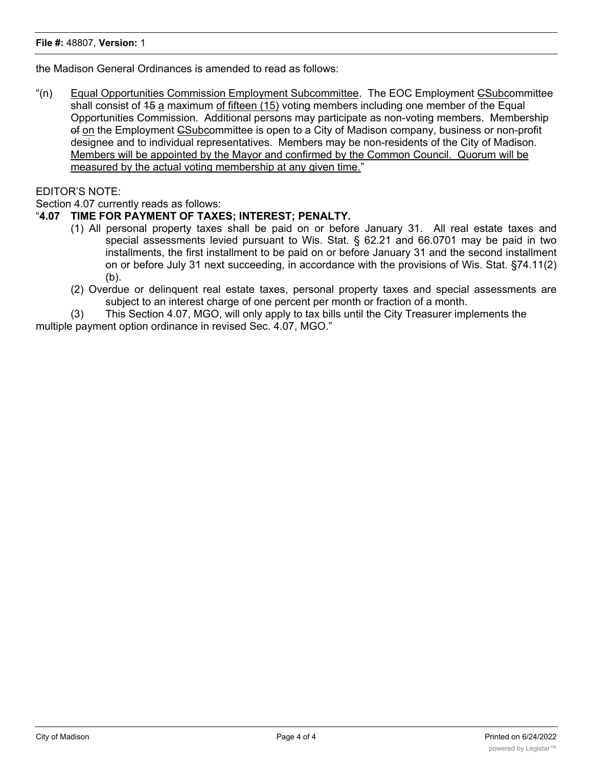the Madison General Ordinances is amended to read as follows:

"(n) Equal Opportunities Commission Employment Subcommittee. The EOC Employment ~~C~~Subcommittee shall consist of ~~15~~ a maximum of fifteen (15) voting members including one member of the Equal Opportunities Commission. Additional persons may participate as non-voting members. Membership ~~of~~ on the Employment ~~C~~Subcommittee is open to a City of Madison company, business or non-profit designee and to individual representatives. Members may be non-residents of the City of Madison. Members will be appointed by the Mayor and confirmed by the Common Council. Quorum will be measured by the actual voting membership at any given time."

EDITOR'S NOTE:

Section 4.07 currently reads as follows:

"**4.07 TIME FOR PAYMENT OF TAXES; INTEREST; PENALTY.**

(1) All personal property taxes shall be paid on or before January 31. All real estate taxes and special assessments levied pursuant to Wis. Stat. § 62.21 and 66.0701 may be paid in two installments, the first installment to be paid on or before January 31 and the second installment on or before July 31 next succeeding, in accordance with the provisions of Wis. Stat. §74.11(2)(b).

(2) Overdue or delinquent real estate taxes, personal property taxes and special assessments are subject to an interest charge of one percent per month or fraction of a month.

(3) This Section 4.07, MGO, will only apply to tax bills until the City Treasurer implements the multiple payment option ordinance in revised Sec. 4.07, MGO."